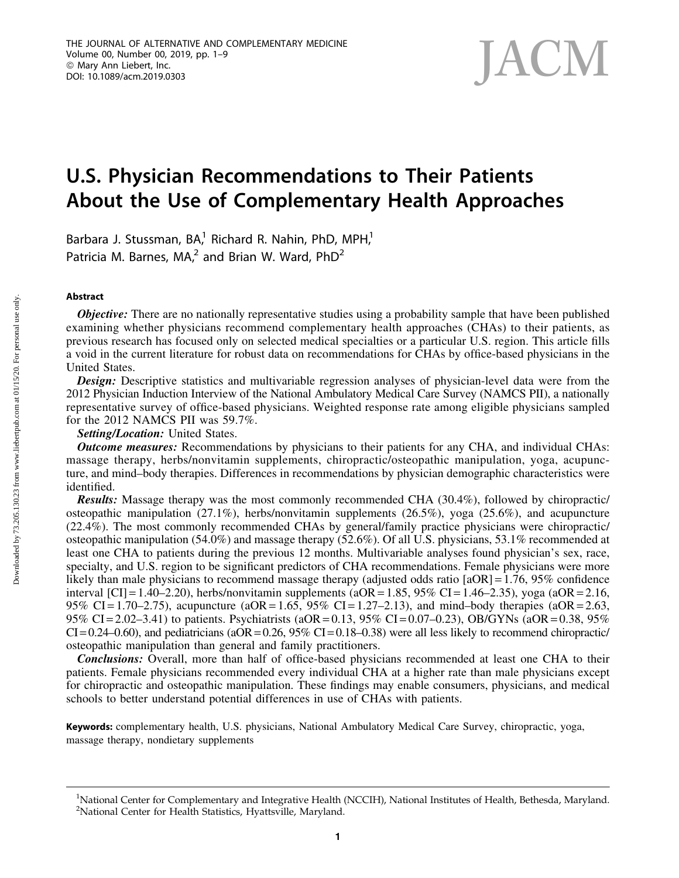# U.S. Physician Recommendations to Their Patients About the Use of Complementary Health Approaches

Barbara J. Stussman, BA,[1] Richard R. Nahin, PhD, MPH,[1] Patricia M. Barnes, MA,[2] and Brian W. Ward, PhD[2]

## Abstract

***Objective:*** There are no nationally representative studies using a probability sample that have been published examining whether physicians recommend complementary health approaches (CHAs) to their patients, as previous research has focused only on selected medical specialties or a particular U.S. region. This article fills a void in the current literature for robust data on recommendations for CHAs by office-based physicians in the United States.

***Design:*** Descriptive statistics and multivariable regression analyses of physician-level data were from the 2012 Physician Induction Interview of the National Ambulatory Medical Care Survey (NAMCS PII), a nationally representative survey of office-based physicians. Weighted response rate among eligible physicians sampled for the 2012 NAMCS PII was 59.7%.

***Setting/Location:*** United States.

***Outcome measures:*** Recommendations by physicians to their patients for any CHA, and individual CHAs: massage therapy, herbs/nonvitamin supplements, chiropractic/osteopathic manipulation, yoga, acupuncture, and mind–body therapies. Differences in recommendations by physician demographic characteristics were identified.

***Results:*** Massage therapy was the most commonly recommended CHA (30.4%), followed by chiropractic/osteopathic manipulation (27.1%), herbs/nonvitamin supplements (26.5%), yoga (25.6%), and acupuncture (22.4%). The most commonly recommended CHAs by general/family practice physicians were chiropractic/osteopathic manipulation (54.0%) and massage therapy (52.6%). Of all U.S. physicians, 53.1% recommended at least one CHA to patients during the previous 12 months. Multivariable analyses found physician's sex, race, specialty, and U.S. region to be significant predictors of CHA recommendations. Female physicians were more likely than male physicians to recommend massage therapy (adjusted odds ratio [aOR] = 1.76, 95% confidence interval [CI] = 1.40–2.20), herbs/nonvitamin supplements (aOR = 1.85, 95% CI = 1.46–2.35), yoga (aOR = 2.16, 95% CI = 1.70–2.75), acupuncture (aOR = 1.65, 95% CI = 1.27–2.13), and mind–body therapies (aOR = 2.63, 95% CI = 2.02–3.41) to patients. Psychiatrists (aOR = 0.13, 95% CI = 0.07–0.23), OB/GYNs (aOR = 0.38, 95% CI = 0.24–0.60), and pediatricians (aOR = 0.26, 95% CI = 0.18–0.38) were all less likely to recommend chiropractic/osteopathic manipulation than general and family practitioners.

***Conclusions:*** Overall, more than half of office-based physicians recommended at least one CHA to their patients. Female physicians recommended every individual CHA at a higher rate than male physicians except for chiropractic and osteopathic manipulation. These findings may enable consumers, physicians, and medical schools to better understand potential differences in use of CHAs with patients.

**Keywords:** complementary health, U.S. physicians, National Ambulatory Medical Care Survey, chiropractic, yoga, massage therapy, nondietary supplements

---

[1]National Center for Complementary and Integrative Health (NCCIH), National Institutes of Health, Bethesda, Maryland.
[2]National Center for Health Statistics, Hyattsville, Maryland.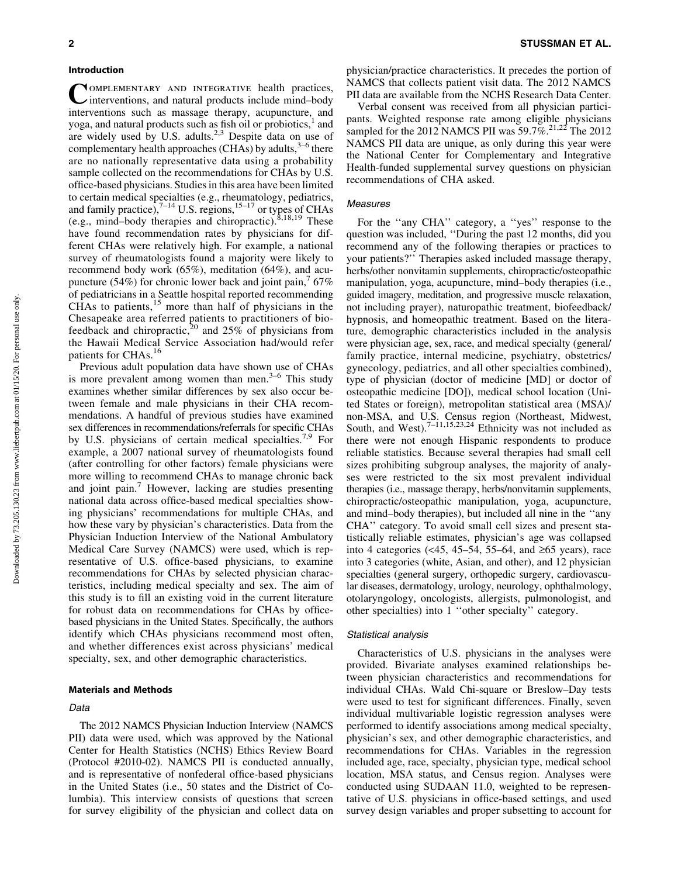## Introduction

Complementary and integrative health practices, interventions, and natural products include mind–body interventions such as massage therapy, acupuncture, and yoga, and natural products such as fish oil or probiotics,[1] and are widely used by U.S. adults.[2,3] Despite data on use of complementary health approaches (CHAs) by adults,[3–6] there are no nationally representative data using a probability sample collected on the recommendations for CHAs by U.S. office-based physicians. Studies in this area have been limited to certain medical specialties (e.g., rheumatology, pediatrics, and family practice),[7–14] U.S. regions,[15–17] or types of CHAs (e.g., mind–body therapies and chiropractic).[8,18,19] These have found recommendation rates by physicians for different CHAs were relatively high. For example, a national survey of rheumatologists found a majority were likely to recommend body work (65%), meditation (64%), and acupuncture (54%) for chronic lower back and joint pain,[7] 67% of pediatricians in a Seattle hospital reported recommending CHAs to patients,[15] more than half of physicians in the Chesapeake area referred patients to practitioners of biofeedback and chiropractic,[20] and 25% of physicians from the Hawaii Medical Service Association had/would refer patients for CHAs.[16]

Previous adult population data have shown use of CHAs is more prevalent among women than men.[3–6] This study examines whether similar differences by sex also occur between female and male physicians in their CHA recommendations. A handful of previous studies have examined sex differences in recommendations/referrals for specific CHAs by U.S. physicians of certain medical specialties.[7,9] For example, a 2007 national survey of rheumatologists found (after controlling for other factors) female physicians were more willing to recommend CHAs to manage chronic back and joint pain.[7] However, lacking are studies presenting national data across office-based medical specialties showing physicians' recommendations for multiple CHAs, and how these vary by physician's characteristics. Data from the Physician Induction Interview of the National Ambulatory Medical Care Survey (NAMCS) were used, which is representative of U.S. office-based physicians, to examine recommendations for CHAs by selected physician characteristics, including medical specialty and sex. The aim of this study is to fill an existing void in the current literature for robust data on recommendations for CHAs by office-based physicians in the United States. Specifically, the authors identify which CHAs physicians recommend most often, and whether differences exist across physicians' medical specialty, sex, and other demographic characteristics.

## Materials and Methods

### Data

The 2012 NAMCS Physician Induction Interview (NAMCS PII) data were used, which was approved by the National Center for Health Statistics (NCHS) Ethics Review Board (Protocol #2010-02). NAMCS PII is conducted annually, and is representative of nonfederal office-based physicians in the United States (i.e., 50 states and the District of Columbia). This interview consists of questions that screen for survey eligibility of the physician and collect data on physician/practice characteristics. It precedes the portion of NAMCS that collects patient visit data. The 2012 NAMCS PII data are available from the NCHS Research Data Center.

Verbal consent was received from all physician participants. Weighted response rate among eligible physicians sampled for the 2012 NAMCS PII was 59.7%.[21,22] The 2012 NAMCS PII data are unique, as only during this year were the National Center for Complementary and Integrative Health-funded supplemental survey questions on physician recommendations of CHA asked.

### Measures

For the ''any CHA'' category, a ''yes'' response to the question was included, ''During the past 12 months, did you recommend any of the following therapies or practices to your patients?'' Therapies asked included massage therapy, herbs/other nonvitamin supplements, chiropractic/osteopathic manipulation, yoga, acupuncture, mind–body therapies (i.e., guided imagery, meditation, and progressive muscle relaxation, not including prayer), naturopathic treatment, biofeedback/hypnosis, and homeopathic treatment. Based on the literature, demographic characteristics included in the analysis were physician age, sex, race, and medical specialty (general/family practice, internal medicine, psychiatry, obstetrics/gynecology, pediatrics, and all other specialties combined), type of physician (doctor of medicine [MD] or doctor of osteopathic medicine [DO]), medical school location (United States or foreign), metropolitan statistical area (MSA)/non-MSA, and U.S. Census region (Northeast, Midwest, South, and West).[7–11,15,23,24] Ethnicity was not included as there were not enough Hispanic respondents to produce reliable statistics. Because several therapies had small cell sizes prohibiting subgroup analyses, the majority of analyses were restricted to the six most prevalent individual therapies (i.e., massage therapy, herbs/nonvitamin supplements, chiropractic/osteopathic manipulation, yoga, acupuncture, and mind–body therapies), but included all nine in the ''any CHA'' category. To avoid small cell sizes and present statistically reliable estimates, physician's age was collapsed into 4 categories (<45, 45–54, 55–64, and ≥65 years), race into 3 categories (white, Asian, and other), and 12 physician specialties (general surgery, orthopedic surgery, cardiovascular diseases, dermatology, urology, neurology, ophthalmology, otolaryngology, oncologists, allergists, pulmonologist, and other specialties) into 1 ''other specialty'' category.

### Statistical analysis

Characteristics of U.S. physicians in the analyses were provided. Bivariate analyses examined relationships between physician characteristics and recommendations for individual CHAs. Wald Chi-square or Breslow–Day tests were used to test for significant differences. Finally, seven individual multivariable logistic regression analyses were performed to identify associations among medical specialty, physician's sex, and other demographic characteristics, and recommendations for CHAs. Variables in the regression included age, race, specialty, physician type, medical school location, MSA status, and Census region. Analyses were conducted using SUDAAN 11.0, weighted to be representative of U.S. physicians in office-based settings, and used survey design variables and proper subsetting to account for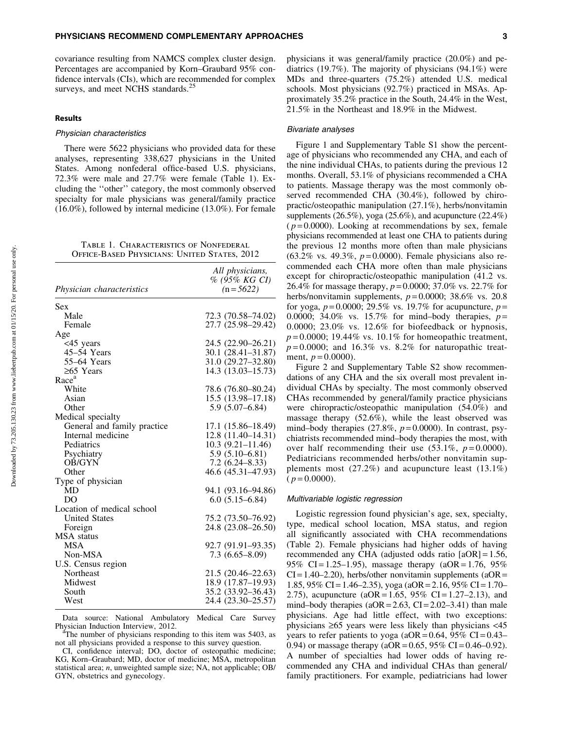covariance resulting from NAMCS complex cluster design. Percentages are accompanied by Korn–Graubard 95% confidence intervals (CIs), which are recommended for complex surveys, and meet NCHS standards.[25]

## Results

### Physician characteristics

There were 5622 physicians who provided data for these analyses, representing 338,627 physicians in the United States. Among nonfederal office-based U.S. physicians, 72.3% were male and 27.7% were female (Table 1). Excluding the ''other'' category, the most commonly observed specialty for male physicians was general/family practice (16.0%), followed by internal medicine (13.0%). For female physicians it was general/family practice (20.0%) and pediatrics (19.7%). The majority of physicians (94.1%) were MDs and three-quarters (75.2%) attended U.S. medical schools. Most physicians (92.7%) practiced in MSAs. Approximately 35.2% practice in the South, 24.4% in the West, 21.5% in the Northeast and 18.9% in the Midwest.

Table 1. Characteristics of Nonfederal Office-Based Physicians: United States, 2012

| *Physician characteristics* | *All physicians, % (95% KG CI) (n = 5622)* |
|---|---|
| Sex | |
| Male | 72.3 (70.58–74.02) |
| Female | 27.7 (25.98–29.42) |
| Age | |
| <45 years | 24.5 (22.90–26.21) |
| 45–54 Years | 30.1 (28.41–31.87) |
| 55–64 Years | 31.0 (29.27–32.80) |
| ≥65 Years | 14.3 (13.03–15.73) |
| Race[a] | |
| White | 78.6 (76.80–80.24) |
| Asian | 15.5 (13.98–17.18) |
| Other | 5.9 (5.07–6.84) |
| Medical specialty | |
| General and family practice | 17.1 (15.86–18.49) |
| Internal medicine | 12.8 (11.40–14.31) |
| Pediatrics | 10.3 (9.21–11.46) |
| Psychiatry | 5.9 (5.10–6.81) |
| OB/GYN | 7.2 (6.24–8.33) |
| Other | 46.6 (45.31–47.93) |
| Type of physician | |
| MD | 94.1 (93.16–94.86) |
| DO | 6.0 (5.15–6.84) |
| Location of medical school | |
| United States | 75.2 (73.50–76.92) |
| Foreign | 24.8 (23.08–26.50) |
| MSA status | |
| MSA | 92.7 (91.91–93.35) |
| Non-MSA | 7.3 (6.65–8.09) |
| U.S. Census region | |
| Northeast | 21.5 (20.46–22.63) |
| Midwest | 18.9 (17.87–19.93) |
| South | 35.2 (33.92–36.43) |
| West | 24.4 (23.30–25.57) |

Data source: National Ambulatory Medical Care Survey Physician Induction Interview, 2012.

[a]The number of physicians responding to this item was 5403, as not all physicians provided a response to this survey question.

CI, confidence interval; DO, doctor of osteopathic medicine; KG, Korn–Graubard; MD, doctor of medicine; MSA, metropolitan statistical area; *n*, unweighted sample size; NA, not applicable; OB/GYN, obstetrics and gynecology.

### Bivariate analyses

Figure 1 and Supplementary Table S1 show the percentage of physicians who recommended any CHA, and each of the nine individual CHAs, to patients during the previous 12 months. Overall, 53.1% of physicians recommended a CHA to patients. Massage therapy was the most commonly observed recommended CHA (30.4%), followed by chiropractic/osteopathic manipulation (27.1%), herbs/nonvitamin supplements (26.5%), yoga (25.6%), and acupuncture (22.4%) ($p = 0.0000$). Looking at recommendations by sex, female physicians recommended at least one CHA to patients during the previous 12 months more often than male physicians (63.2% vs. 49.3%, $p = 0.0000$). Female physicians also recommended each CHA more often than male physicians except for chiropractic/osteopathic manipulation (41.2 vs. 26.4% for massage therapy, $p = 0.0000$; 37.0% vs. 22.7% for herbs/nonvitamin supplements, $p = 0.0000$; 38.6% vs. 20.8 for yoga, $p = 0.0000$; 29.5% vs. 19.7% for acupuncture, $p = 0.0000$; 34.0% vs. 15.7% for mind–body therapies, $p = 0.0000$; 23.0% vs. 12.6% for biofeedback or hypnosis, $p = 0.0000$; 19.44% vs. 10.1% for homeopathic treatment, $p = 0.0000$; and 16.3% vs. 8.2% for naturopathic treatment, $p = 0.0000$).

Figure 2 and Supplementary Table S2 show recommendations of any CHA and the six overall most prevalent individual CHAs by specialty. The most commonly observed CHAs recommended by general/family practice physicians were chiropractic/osteopathic manipulation (54.0%) and massage therapy (52.6%), while the least observed was mind–body therapies (27.8%, $p = 0.0000$). In contrast, psychiatrists recommended mind–body therapies the most, with over half recommending their use (53.1%, $p = 0.0000$). Pediatricians recommended herbs/other nonvitamin supplements most (27.2%) and acupuncture least (13.1%) ($p = 0.0000$).

### Multivariable logistic regression

Logistic regression found physician's age, sex, specialty, type, medical school location, MSA status, and region all significantly associated with CHA recommendations (Table 2). Female physicians had higher odds of having recommended any CHA (adjusted odds ratio [aOR] = 1.56, 95% CI = 1.25–1.95), massage therapy (aOR = 1.76, 95% CI = 1.40–2.20), herbs/other nonvitamin supplements (aOR = 1.85, 95% CI = 1.46–2.35), yoga (aOR = 2.16, 95% CI = 1.70–2.75), acupuncture (aOR = 1.65, 95% CI = 1.27–2.13), and mind–body therapies (aOR = 2.63, CI = 2.02–3.41) than male physicians. Age had little effect, with two exceptions: physicians ≥65 years were less likely than physicians <45 years to refer patients to yoga (aOR = 0.64, 95% CI = 0.43–0.94) or massage therapy (aOR = 0.65, 95% CI = 0.46–0.92). A number of specialties had lower odds of having recommended any CHA and individual CHAs than general/family practitioners. For example, pediatricians had lower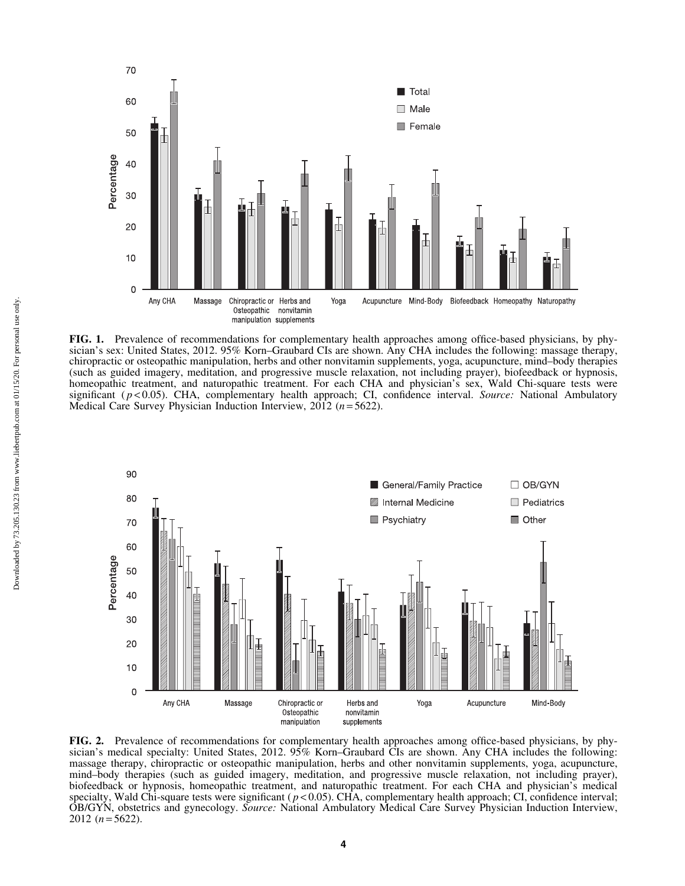**FIG. 1.** Prevalence of recommendations for complementary health approaches among office-based physicians, by physician's sex: United States, 2012. 95% Korn–Graubard CIs are shown. Any CHA includes the following: massage therapy, chiropractic or osteopathic manipulation, herbs and other nonvitamin supplements, yoga, acupuncture, mind–body therapies (such as guided imagery, meditation, and progressive muscle relaxation, not including prayer), biofeedback or hypnosis, homeopathic treatment, and naturopathic treatment. For each CHA and physician's sex, Wald Chi-square tests were significant ($p < 0.05$). CHA, complementary health approach; CI, confidence interval. *Source:* National Ambulatory Medical Care Survey Physician Induction Interview, 2012 ($n = 5622$).

**FIG. 2.** Prevalence of recommendations for complementary health approaches among office-based physicians, by physician's medical specialty: United States, 2012. 95% Korn–Graubard CIs are shown. Any CHA includes the following: massage therapy, chiropractic or osteopathic manipulation, herbs and other nonvitamin supplements, yoga, acupuncture, mind–body therapies (such as guided imagery, meditation, and progressive muscle relaxation, not including prayer), biofeedback or hypnosis, homeopathic treatment, and naturopathic treatment. For each CHA and physician's medical specialty, Wald Chi-square tests were significant ($p < 0.05$). CHA, complementary health approach; CI, confidence interval; OB/GYN, obstetrics and gynecology. *Source:* National Ambulatory Medical Care Survey Physician Induction Interview, 2012 ($n = 5622$).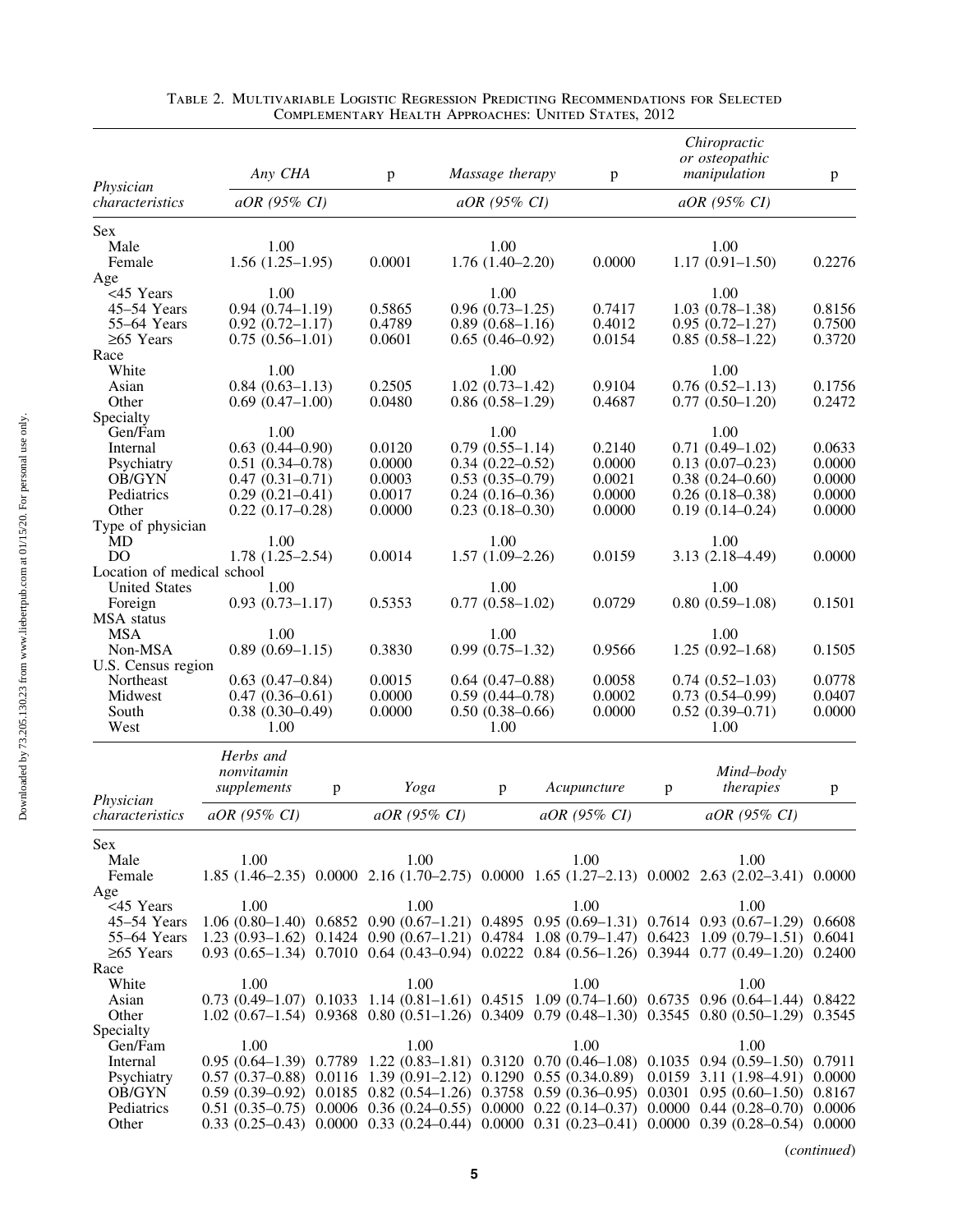Table 2. Multivariable Logistic Regression Predicting Recommendations for Selected Complementary Health Approaches: United States, 2012

| Physician characteristics | Any CHA aOR (95% CI) | p | Massage therapy aOR (95% CI) | p | Chiropractic or osteopathic manipulation aOR (95% CI) | p |
|---|---|---|---|---|---|---|
| Sex | | | | | | |
| Male | 1.00 | | 1.00 | | 1.00 | |
| Female | 1.56 (1.25–1.95) | 0.0001 | 1.76 (1.40–2.20) | 0.0000 | 1.17 (0.91–1.50) | 0.2276 |
| Age | | | | | | |
| <45 Years | 1.00 | | 1.00 | | 1.00 | |
| 45–54 Years | 0.94 (0.74–1.19) | 0.5865 | 0.96 (0.73–1.25) | 0.7417 | 1.03 (0.78–1.38) | 0.8156 |
| 55–64 Years | 0.92 (0.72–1.17) | 0.4789 | 0.89 (0.68–1.16) | 0.4012 | 0.95 (0.72–1.27) | 0.7500 |
| ≥65 Years | 0.75 (0.56–1.01) | 0.0601 | 0.65 (0.46–0.92) | 0.0154 | 0.85 (0.58–1.22) | 0.3720 |
| Race | | | | | | |
| White | 1.00 | | 1.00 | | 1.00 | |
| Asian | 0.84 (0.63–1.13) | 0.2505 | 1.02 (0.73–1.42) | 0.9104 | 0.76 (0.52–1.13) | 0.1756 |
| Other | 0.69 (0.47–1.00) | 0.0480 | 0.86 (0.58–1.29) | 0.4687 | 0.77 (0.50–1.20) | 0.2472 |
| Specialty | | | | | | |
| Gen/Fam | 1.00 | | 1.00 | | 1.00 | |
| Internal | 0.63 (0.44–0.90) | 0.0120 | 0.79 (0.55–1.14) | 0.2140 | 0.71 (0.49–1.02) | 0.0633 |
| Psychiatry | 0.51 (0.34–0.78) | 0.0000 | 0.34 (0.22–0.52) | 0.0000 | 0.13 (0.07–0.23) | 0.0000 |
| OB/GYN | 0.47 (0.31–0.71) | 0.0003 | 0.53 (0.35–0.79) | 0.0021 | 0.38 (0.24–0.60) | 0.0000 |
| Pediatrics | 0.29 (0.21–0.41) | 0.0017 | 0.24 (0.16–0.36) | 0.0000 | 0.26 (0.18–0.38) | 0.0000 |
| Other | 0.22 (0.17–0.28) | 0.0000 | 0.23 (0.18–0.30) | 0.0000 | 0.19 (0.14–0.24) | 0.0000 |
| Type of physician | | | | | | |
| MD | 1.00 | | 1.00 | | 1.00 | |
| DO | 1.78 (1.25–2.54) | 0.0014 | 1.57 (1.09–2.26) | 0.0159 | 3.13 (2.18–4.49) | 0.0000 |
| Location of medical school | | | | | | |
| United States | 1.00 | | 1.00 | | 1.00 | |
| Foreign | 0.93 (0.73–1.17) | 0.5353 | 0.77 (0.58–1.02) | 0.0729 | 0.80 (0.59–1.08) | 0.1501 |
| MSA status | | | | | | |
| MSA | 1.00 | | 1.00 | | 1.00 | |
| Non-MSA | 0.89 (0.69–1.15) | 0.3830 | 0.99 (0.75–1.32) | 0.9566 | 1.25 (0.92–1.68) | 0.1505 |
| U.S. Census region | | | | | | |
| Northeast | 0.63 (0.47–0.84) | 0.0015 | 0.64 (0.47–0.88) | 0.0058 | 0.74 (0.52–1.03) | 0.0778 |
| Midwest | 0.47 (0.36–0.61) | 0.0000 | 0.59 (0.44–0.78) | 0.0002 | 0.73 (0.54–0.99) | 0.0407 |
| South | 0.38 (0.30–0.49) | 0.0000 | 0.50 (0.38–0.66) | 0.0000 | 0.52 (0.39–0.71) | 0.0000 |
| West | 1.00 | | 1.00 | | 1.00 | |

| Physician characteristics | Herbs and nonvitamin supplements aOR (95% CI) | p | Yoga aOR (95% CI) | p | Acupuncture aOR (95% CI) | p | Mind–body therapies aOR (95% CI) | p |
|---|---|---|---|---|---|---|---|---|
| Sex | | | | | | | | |
| Male | 1.00 | | 1.00 | | 1.00 | | 1.00 | |
| Female | 1.85 (1.46–2.35) | 0.0000 | 2.16 (1.70–2.75) | 0.0000 | 1.65 (1.27–2.13) | 0.0002 | 2.63 (2.02–3.41) | 0.0000 |
| Age | | | | | | | | |
| <45 Years | 1.00 | | 1.00 | | 1.00 | | 1.00 | |
| 45–54 Years | 1.06 (0.80–1.40) | 0.6852 | 0.90 (0.67–1.21) | 0.4895 | 0.95 (0.69–1.31) | 0.7614 | 0.93 (0.67–1.29) | 0.6608 |
| 55–64 Years | 1.23 (0.93–1.62) | 0.1424 | 0.90 (0.67–1.21) | 0.4784 | 1.08 (0.79–1.47) | 0.6423 | 1.09 (0.79–1.51) | 0.6041 |
| ≥65 Years | 0.93 (0.65–1.34) | 0.7010 | 0.64 (0.43–0.94) | 0.0222 | 0.84 (0.56–1.26) | 0.3944 | 0.77 (0.49–1.20) | 0.2400 |
| Race | | | | | | | | |
| White | 1.00 | | 1.00 | | 1.00 | | 1.00 | |
| Asian | 0.73 (0.49–1.07) | 0.1033 | 1.14 (0.81–1.61) | 0.4515 | 1.09 (0.74–1.60) | 0.6735 | 0.96 (0.64–1.44) | 0.8422 |
| Other | 1.02 (0.67–1.54) | 0.9368 | 0.80 (0.51–1.26) | 0.3409 | 0.79 (0.48–1.30) | 0.3545 | 0.80 (0.50–1.29) | 0.3545 |
| Specialty | | | | | | | | |
| Gen/Fam | 1.00 | | 1.00 | | 1.00 | | 1.00 | |
| Internal | 0.95 (0.64–1.39) | 0.7789 | 1.22 (0.83–1.81) | 0.3120 | 0.70 (0.46–1.08) | 0.1035 | 0.94 (0.59–1.50) | 0.7911 |
| Psychiatry | 0.57 (0.37–0.88) | 0.0116 | 1.39 (0.91–2.12) | 0.1290 | 0.55 (0.34.0.89) | 0.0159 | 3.11 (1.98–4.91) | 0.0000 |
| OB/GYN | 0.59 (0.39–0.92) | 0.0185 | 0.82 (0.54–1.26) | 0.3758 | 0.59 (0.36–0.95) | 0.0301 | 0.95 (0.60–1.50) | 0.8167 |
| Pediatrics | 0.51 (0.35–0.75) | 0.0006 | 0.36 (0.24–0.55) | 0.0000 | 0.22 (0.14–0.37) | 0.0000 | 0.44 (0.28–0.70) | 0.0006 |
| Other | 0.33 (0.25–0.43) | 0.0000 | 0.33 (0.24–0.44) | 0.0000 | 0.31 (0.23–0.41) | 0.0000 | 0.39 (0.28–0.54) | 0.0000 |

(continued)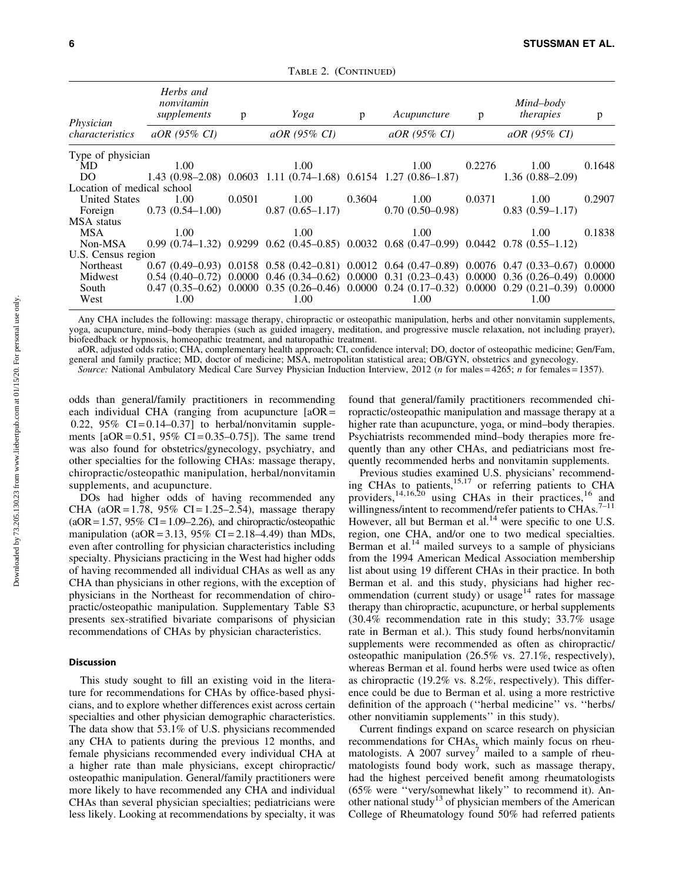Table 2. (Continued)

| Physician characteristics | Herbs and nonvitamin supplements aOR (95% CI) | p | Yoga aOR (95% CI) | p | Acupuncture aOR (95% CI) | p | Mind–body therapies aOR (95% CI) | p |
|---|---|---|---|---|---|---|---|---|
| Type of physician | | | | | | | | |
| MD | 1.00 | | 1.00 | | 1.00 | 0.2276 | 1.00 | 0.1648 |
| DO | 1.43 (0.98–2.08) | 0.0603 | 1.11 (0.74–1.68) | 0.6154 | 1.27 (0.86–1.87) | | 1.36 (0.88–2.09) | |
| Location of medical school | | | | | | | | |
| United States | 1.00 | 0.0501 | 1.00 | 0.3604 | 1.00 | 0.0371 | 1.00 | 0.2907 |
| Foreign | 0.73 (0.54–1.00) | | 0.87 (0.65–1.17) | | 0.70 (0.50–0.98) | | 0.83 (0.59–1.17) | |
| MSA status | | | | | | | | |
| MSA | 1.00 | | 1.00 | | 1.00 | | 1.00 | 0.1838 |
| Non-MSA | 0.99 (0.74–1.32) | 0.9299 | 0.62 (0.45–0.85) | 0.0032 | 0.68 (0.47–0.99) | 0.0442 | 0.78 (0.55–1.12) | |
| U.S. Census region | | | | | | | | |
| Northeast | 0.67 (0.49–0.93) | 0.0158 | 0.58 (0.42–0.81) | 0.0012 | 0.64 (0.47–0.89) | 0.0076 | 0.47 (0.33–0.67) | 0.0000 |
| Midwest | 0.54 (0.40–0.72) | 0.0000 | 0.46 (0.34–0.62) | 0.0000 | 0.31 (0.23–0.43) | 0.0000 | 0.36 (0.26–0.49) | 0.0000 |
| South | 0.47 (0.35–0.62) | 0.0000 | 0.35 (0.26–0.46) | 0.0000 | 0.24 (0.17–0.32) | 0.0000 | 0.29 (0.21–0.39) | 0.0000 |
| West | 1.00 | | 1.00 | | 1.00 | | 1.00 | |

Any CHA includes the following: massage therapy, chiropractic or osteopathic manipulation, herbs and other nonvitamin supplements, yoga, acupuncture, mind–body therapies (such as guided imagery, meditation, and progressive muscle relaxation, not including prayer), biofeedback or hypnosis, homeopathic treatment, and naturopathic treatment.

aOR, adjusted odds ratio; CHA, complementary health approach; CI, confidence interval; DO, doctor of osteopathic medicine; Gen/Fam, general and family practice; MD, doctor of medicine; MSA, metropolitan statistical area; OB/GYN, obstetrics and gynecology.

*Source:* National Ambulatory Medical Care Survey Physician Induction Interview, 2012 (*n* for males = 4265; *n* for females = 1357).

odds than general/family practitioners in recommending each individual CHA (ranging from acupuncture [aOR = 0.22, 95% CI = 0.14–0.37] to herbal/nonvitamin supplements [aOR = 0.51, 95% CI = 0.35–0.75]). The same trend was also found for obstetrics/gynecology, psychiatry, and other specialties for the following CHAs: massage therapy, chiropractic/osteopathic manipulation, herbal/nonvitamin supplements, and acupuncture.

DOs had higher odds of having recommended any CHA (aOR = 1.78, 95% CI = 1.25–2.54), massage therapy (aOR = 1.57, 95% CI = 1.09–2.26), and chiropractic/osteopathic manipulation (aOR = 3.13, 95% CI = 2.18–4.49) than MDs, even after controlling for physician characteristics including specialty. Physicians practicing in the West had higher odds of having recommended all individual CHAs as well as any CHA than physicians in other regions, with the exception of physicians in the Northeast for recommendation of chiropractic/osteopathic manipulation. Supplementary Table S3 presents sex-stratified bivariate comparisons of physician recommendations of CHAs by physician characteristics.

## Discussion

This study sought to fill an existing void in the literature for recommendations for CHAs by office-based physicians, and to explore whether differences exist across certain specialties and other physician demographic characteristics. The data show that 53.1% of U.S. physicians recommended any CHA to patients during the previous 12 months, and female physicians recommended every individual CHA at a higher rate than male physicians, except chiropractic/osteopathic manipulation. General/family practitioners were more likely to have recommended any CHA and individual CHAs than several physician specialties; pediatricians were less likely. Looking at recommendations by specialty, it was found that general/family practitioners recommended chiropractic/osteopathic manipulation and massage therapy at a higher rate than acupuncture, yoga, or mind–body therapies. Psychiatrists recommended mind–body therapies more frequently than any other CHAs, and pediatricians most frequently recommended herbs and nonvitamin supplements.

Previous studies examined U.S. physicians' recommending CHAs to patients,[15,17] or referring patients to CHA providers,[14,16,20] using CHAs in their practices,[16] and willingness/intent to recommend/refer patients to CHAs.[7–11] However, all but Berman et al.[14] were specific to one U.S. region, one CHA, and/or one to two medical specialties. Berman et al.[14] mailed surveys to a sample of physicians from the 1994 American Medical Association membership list about using 19 different CHAs in their practice. In both Berman et al. and this study, physicians had higher recommendation (current study) or usage[14] rates for massage therapy than chiropractic, acupuncture, or herbal supplements (30.4% recommendation rate in this study; 33.7% usage rate in Berman et al.). This study found herbs/nonvitamin supplements were recommended as often as chiropractic/osteopathic manipulation (26.5% vs. 27.1%, respectively), whereas Berman et al. found herbs were used twice as often as chiropractic (19.2% vs. 8.2%, respectively). This difference could be due to Berman et al. using a more restrictive definition of the approach (''herbal medicine'' vs. ''herbs/other nonvitiamin supplements'' in this study).

Current findings expand on scarce research on physician recommendations for CHAs, which mainly focus on rheumatologists. A 2007 survey[7] mailed to a sample of rheumatologists found body work, such as massage therapy, had the highest perceived benefit among rheumatologists (65% were ''very/somewhat likely'' to recommend it). Another national study[13] of physician members of the American College of Rheumatology found 50% had referred patients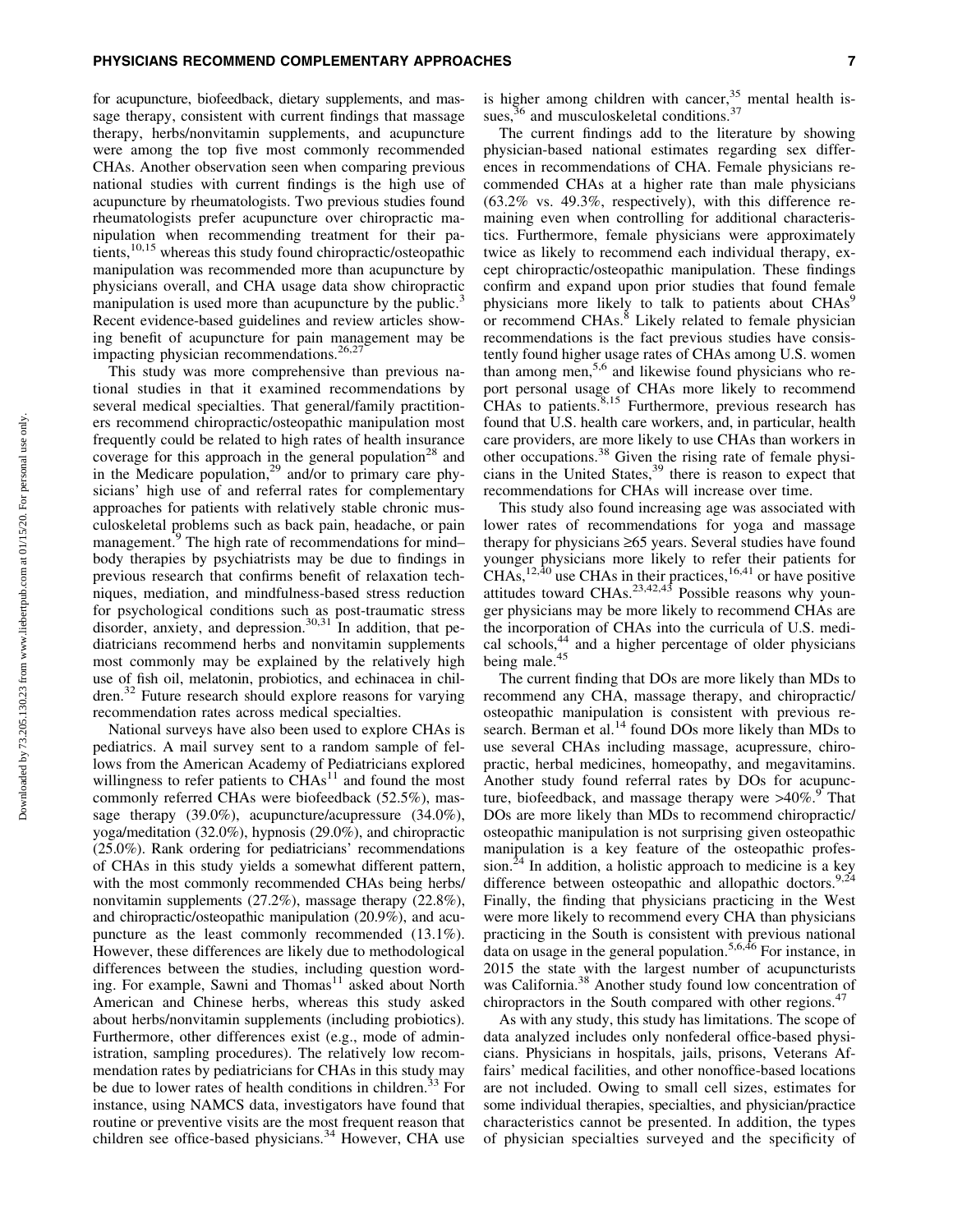for acupuncture, biofeedback, dietary supplements, and massage therapy, consistent with current findings that massage therapy, herbs/nonvitamin supplements, and acupuncture were among the top five most commonly recommended CHAs. Another observation seen when comparing previous national studies with current findings is the high use of acupuncture by rheumatologists. Two previous studies found rheumatologists prefer acupuncture over chiropractic manipulation when recommending treatment for their patients,[10,15] whereas this study found chiropractic/osteopathic manipulation was recommended more than acupuncture by physicians overall, and CHA usage data show chiropractic manipulation is used more than acupuncture by the public.[3] Recent evidence-based guidelines and review articles showing benefit of acupuncture for pain management may be impacting physician recommendations.[26,27]

This study was more comprehensive than previous national studies in that it examined recommendations by several medical specialties. That general/family practitioners recommend chiropractic/osteopathic manipulation most frequently could be related to high rates of health insurance coverage for this approach in the general population[28] and in the Medicare population,[29] and/or to primary care physicians' high use of and referral rates for complementary approaches for patients with relatively stable chronic musculoskeletal problems such as back pain, headache, or pain management.[9] The high rate of recommendations for mind–body therapies by psychiatrists may be due to findings in previous research that confirms benefit of relaxation techniques, mediation, and mindfulness-based stress reduction for psychological conditions such as post-traumatic stress disorder, anxiety, and depression.[30,31] In addition, that pediatricians recommend herbs and nonvitamin supplements most commonly may be explained by the relatively high use of fish oil, melatonin, probiotics, and echinacea in children.[32] Future research should explore reasons for varying recommendation rates across medical specialties.

National surveys have also been used to explore CHAs is pediatrics. A mail survey sent to a random sample of fellows from the American Academy of Pediatricians explored willingness to refer patients to CHAs[11] and found the most commonly referred CHAs were biofeedback (52.5%), massage therapy (39.0%), acupuncture/acupressure (34.0%), yoga/meditation (32.0%), hypnosis (29.0%), and chiropractic (25.0%). Rank ordering for pediatricians' recommendations of CHAs in this study yields a somewhat different pattern, with the most commonly recommended CHAs being herbs/nonvitamin supplements (27.2%), massage therapy (22.8%), and chiropractic/osteopathic manipulation (20.9%), and acupuncture as the least commonly recommended (13.1%). However, these differences are likely due to methodological differences between the studies, including question wording. For example, Sawni and Thomas[11] asked about North American and Chinese herbs, whereas this study asked about herbs/nonvitamin supplements (including probiotics). Furthermore, other differences exist (e.g., mode of administration, sampling procedures). The relatively low recommendation rates by pediatricians for CHAs in this study may be due to lower rates of health conditions in children.[33] For instance, using NAMCS data, investigators have found that routine or preventive visits are the most frequent reason that children see office-based physicians.[34] However, CHA use is higher among children with cancer,[35] mental health issues,[36] and musculoskeletal conditions.[37]

The current findings add to the literature by showing physician-based national estimates regarding sex differences in recommendations of CHA. Female physicians recommended CHAs at a higher rate than male physicians (63.2% vs. 49.3%, respectively), with this difference remaining even when controlling for additional characteristics. Furthermore, female physicians were approximately twice as likely to recommend each individual therapy, except chiropractic/osteopathic manipulation. These findings confirm and expand upon prior studies that found female physicians more likely to talk to patients about CHAs[9] or recommend CHAs.[8] Likely related to female physician recommendations is the fact previous studies have consistently found higher usage rates of CHAs among U.S. women than among men,[5,6] and likewise found physicians who report personal usage of CHAs more likely to recommend CHAs to patients.[8,15] Furthermore, previous research has found that U.S. health care workers, and, in particular, health care providers, are more likely to use CHAs than workers in other occupations.[38] Given the rising rate of female physicians in the United States,[39] there is reason to expect that recommendations for CHAs will increase over time.

This study also found increasing age was associated with lower rates of recommendations for yoga and massage therapy for physicians ≥65 years. Several studies have found younger physicians more likely to refer their patients for CHAs,[12,40] use CHAs in their practices,[16,41] or have positive attitudes toward CHAs.[23,42,43] Possible reasons why younger physicians may be more likely to recommend CHAs are the incorporation of CHAs into the curricula of U.S. medical schools,[44] and a higher percentage of older physicians being male.[45]

The current finding that DOs are more likely than MDs to recommend any CHA, massage therapy, and chiropractic/osteopathic manipulation is consistent with previous research. Berman et al.[14] found DOs more likely than MDs to use several CHAs including massage, acupressure, chiropractic, herbal medicines, homeopathy, and megavitamins. Another study found referral rates by DOs for acupuncture, biofeedback, and massage therapy were >40%.[9] That DOs are more likely than MDs to recommend chiropractic/osteopathic manipulation is not surprising given osteopathic manipulation is a key feature of the osteopathic profession.[24] In addition, a holistic approach to medicine is a key difference between osteopathic and allopathic doctors.[9,24] Finally, the finding that physicians practicing in the West were more likely to recommend every CHA than physicians practicing in the South is consistent with previous national data on usage in the general population.[5,6,46] For instance, in 2015 the state with the largest number of acupuncturists was California.[38] Another study found low concentration of chiropractors in the South compared with other regions.[47]

As with any study, this study has limitations. The scope of data analyzed includes only nonfederal office-based physicians. Physicians in hospitals, jails, prisons, Veterans Affairs' medical facilities, and other nonoffice-based locations are not included. Owing to small cell sizes, estimates for some individual therapies, specialties, and physician/practice characteristics cannot be presented. In addition, the types of physician specialties surveyed and the specificity of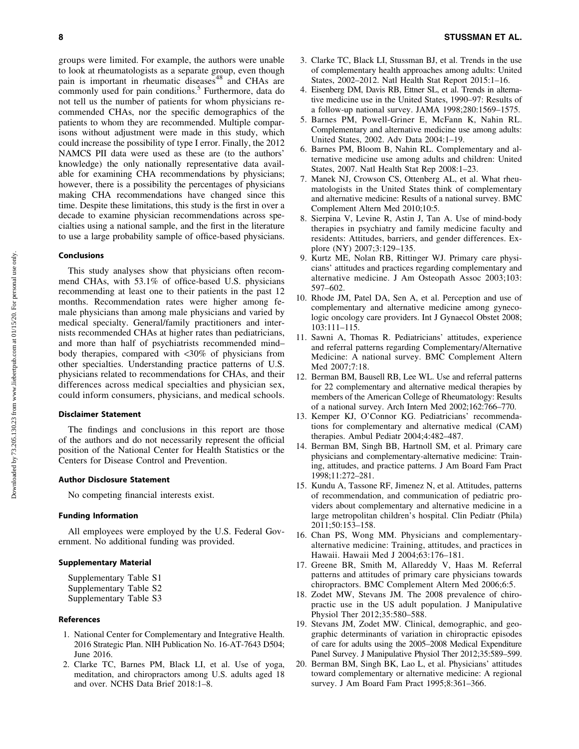groups were limited. For example, the authors were unable to look at rheumatologists as a separate group, even though pain is important in rheumatic diseases[48] and CHAs are commonly used for pain conditions.[5] Furthermore, data do not tell us the number of patients for whom physicians recommended CHAs, nor the specific demographics of the patients to whom they are recommended. Multiple comparisons without adjustment were made in this study, which could increase the possibility of type I error. Finally, the 2012 NAMCS PII data were used as these are (to the authors' knowledge) the only nationally representative data available for examining CHA recommendations by physicians; however, there is a possibility the percentages of physicians making CHA recommendations have changed since this time. Despite these limitations, this study is the first in over a decade to examine physician recommendations across specialties using a national sample, and the first in the literature to use a large probability sample of office-based physicians.

### Conclusions

This study analyses show that physicians often recommend CHAs, with 53.1% of office-based U.S. physicians recommending at least one to their patients in the past 12 months. Recommendation rates were higher among female physicians than among male physicians and varied by medical specialty. General/family practitioners and internists recommended CHAs at higher rates than pediatricians, and more than half of psychiatrists recommended mind–body therapies, compared with <30% of physicians from other specialties. Understanding practice patterns of U.S. physicians related to recommendations for CHAs, and their differences across medical specialties and physician sex, could inform consumers, physicians, and medical schools.

### Disclaimer Statement

The findings and conclusions in this report are those of the authors and do not necessarily represent the official position of the National Center for Health Statistics or the Centers for Disease Control and Prevention.

### Author Disclosure Statement

No competing financial interests exist.

### Funding Information

All employees were employed by the U.S. Federal Government. No additional funding was provided.

### Supplementary Material

Supplementary Table S1
Supplementary Table S2
Supplementary Table S3

### References

1. National Center for Complementary and Integrative Health. 2016 Strategic Plan. NIH Publication No. 16-AT-7643 D504; June 2016.
2. Clarke TC, Barnes PM, Black LI, et al. Use of yoga, meditation, and chiropractors among U.S. adults aged 18 and over. NCHS Data Brief 2018:1–8.
3. Clarke TC, Black LI, Stussman BJ, et al. Trends in the use of complementary health approaches among adults: United States, 2002–2012. Natl Health Stat Report 2015:1–16.
4. Eisenberg DM, Davis RB, Ettner SL, et al. Trends in alternative medicine use in the United States, 1990–97: Results of a follow-up national survey. JAMA 1998;280:1569–1575.
5. Barnes PM, Powell-Griner E, McFann K, Nahin RL. Complementary and alternative medicine use among adults: United States, 2002. Adv Data 2004:1–19.
6. Barnes PM, Bloom B, Nahin RL. Complementary and alternative medicine use among adults and children: United States, 2007. Natl Health Stat Rep 2008:1–23.
7. Manek NJ, Crowson CS, Ottenberg AL, et al. What rheumatologists in the United States think of complementary and alternative medicine: Results of a national survey. BMC Complement Altern Med 2010;10:5.
8. Sierpina V, Levine R, Astin J, Tan A. Use of mind-body therapies in psychiatry and family medicine faculty and residents: Attitudes, barriers, and gender differences. Explore (NY) 2007;3:129–135.
9. Kurtz ME, Nolan RB, Rittinger WJ. Primary care physicians' attitudes and practices regarding complementary and alternative medicine. J Am Osteopath Assoc 2003;103: 597–602.
10. Rhode JM, Patel DA, Sen A, et al. Perception and use of complementary and alternative medicine among gynecologic oncology care providers. Int J Gynaecol Obstet 2008; 103:111–115.
11. Sawni A, Thomas R. Pediatricians' attitudes, experience and referral patterns regarding Complementary/Alternative Medicine: A national survey. BMC Complement Altern Med 2007;7:18.
12. Berman BM, Bausell RB, Lee WL. Use and referral patterns for 22 complementary and alternative medical therapies by members of the American College of Rheumatology: Results of a national survey. Arch Intern Med 2002;162:766–770.
13. Kemper KJ, O'Connor KG. Pediatricians' recommendations for complementary and alternative medical (CAM) therapies. Ambul Pediatr 2004;4:482–487.
14. Berman BM, Singh BB, Hartnoll SM, et al. Primary care physicians and complementary-alternative medicine: Training, attitudes, and practice patterns. J Am Board Fam Pract 1998;11:272–281.
15. Kundu A, Tassone RF, Jimenez N, et al. Attitudes, patterns of recommendation, and communication of pediatric providers about complementary and alternative medicine in a large metropolitan children's hospital. Clin Pediatr (Phila) 2011;50:153–158.
16. Chan PS, Wong MM. Physicians and complementary-alternative medicine: Training, attitudes, and practices in Hawaii. Hawaii Med J 2004;63:176–181.
17. Greene BR, Smith M, Allareddy V, Haas M. Referral patterns and attitudes of primary care physicians towards chiropractors. BMC Complement Altern Med 2006;6:5.
18. Zodet MW, Stevans JM. The 2008 prevalence of chiropractic use in the US adult population. J Manipulative Physiol Ther 2012;35:580–588.
19. Stevans JM, Zodet MW. Clinical, demographic, and geographic determinants of variation in chiropractic episodes of care for adults using the 2005–2008 Medical Expenditure Panel Survey. J Manipulative Physiol Ther 2012;35:589–599.
20. Berman BM, Singh BK, Lao L, et al. Physicians' attitudes toward complementary or alternative medicine: A regional survey. J Am Board Fam Pract 1995;8:361–366.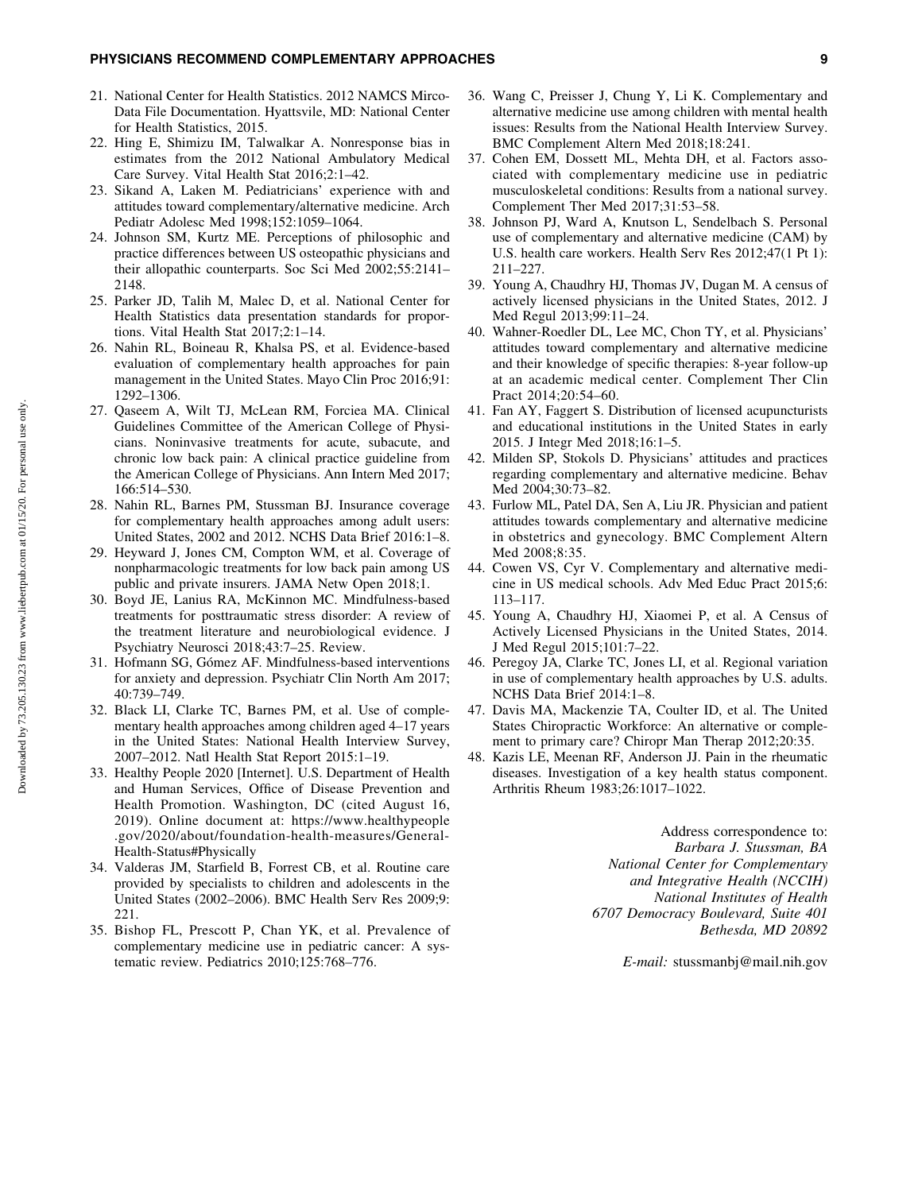21. National Center for Health Statistics. 2012 NAMCS Mirco-Data File Documentation. Hyattsvile, MD: National Center for Health Statistics, 2015.
22. Hing E, Shimizu IM, Talwalkar A. Nonresponse bias in estimates from the 2012 National Ambulatory Medical Care Survey. Vital Health Stat 2016;2:1–42.
23. Sikand A, Laken M. Pediatricians' experience with and attitudes toward complementary/alternative medicine. Arch Pediatr Adolesc Med 1998;152:1059–1064.
24. Johnson SM, Kurtz ME. Perceptions of philosophic and practice differences between US osteopathic physicians and their allopathic counterparts. Soc Sci Med 2002;55:2141–2148.
25. Parker JD, Talih M, Malec D, et al. National Center for Health Statistics data presentation standards for proportions. Vital Health Stat 2017;2:1–14.
26. Nahin RL, Boineau R, Khalsa PS, et al. Evidence-based evaluation of complementary health approaches for pain management in the United States. Mayo Clin Proc 2016;91: 1292–1306.
27. Qaseem A, Wilt TJ, McLean RM, Forciea MA. Clinical Guidelines Committee of the American College of Physicians. Noninvasive treatments for acute, subacute, and chronic low back pain: A clinical practice guideline from the American College of Physicians. Ann Intern Med 2017; 166:514–530.
28. Nahin RL, Barnes PM, Stussman BJ. Insurance coverage for complementary health approaches among adult users: United States, 2002 and 2012. NCHS Data Brief 2016:1–8.
29. Heyward J, Jones CM, Compton WM, et al. Coverage of nonpharmacologic treatments for low back pain among US public and private insurers. JAMA Netw Open 2018;1.
30. Boyd JE, Lanius RA, McKinnon MC. Mindfulness-based treatments for posttraumatic stress disorder: A review of the treatment literature and neurobiological evidence. J Psychiatry Neurosci 2018;43:7–25. Review.
31. Hofmann SG, Gómez AF. Mindfulness-based interventions for anxiety and depression. Psychiatr Clin North Am 2017; 40:739–749.
32. Black LI, Clarke TC, Barnes PM, et al. Use of complementary health approaches among children aged 4–17 years in the United States: National Health Interview Survey, 2007–2012. Natl Health Stat Report 2015:1–19.
33. Healthy People 2020 [Internet]. U.S. Department of Health and Human Services, Office of Disease Prevention and Health Promotion. Washington, DC (cited August 16, 2019). Online document at: https://www.healthypeople.gov/2020/about/foundation-health-measures/General-Health-Status#Physically
34. Valderas JM, Starfield B, Forrest CB, et al. Routine care provided by specialists to children and adolescents in the United States (2002–2006). BMC Health Serv Res 2009;9: 221.
35. Bishop FL, Prescott P, Chan YK, et al. Prevalence of complementary medicine use in pediatric cancer: A systematic review. Pediatrics 2010;125:768–776.
36. Wang C, Preisser J, Chung Y, Li K. Complementary and alternative medicine use among children with mental health issues: Results from the National Health Interview Survey. BMC Complement Altern Med 2018;18:241.
37. Cohen EM, Dossett ML, Mehta DH, et al. Factors associated with complementary medicine use in pediatric musculoskeletal conditions: Results from a national survey. Complement Ther Med 2017;31:53–58.
38. Johnson PJ, Ward A, Knutson L, Sendelbach S. Personal use of complementary and alternative medicine (CAM) by U.S. health care workers. Health Serv Res 2012;47(1 Pt 1): 211–227.
39. Young A, Chaudhry HJ, Thomas JV, Dugan M. A census of actively licensed physicians in the United States, 2012. J Med Regul 2013;99:11–24.
40. Wahner-Roedler DL, Lee MC, Chon TY, et al. Physicians' attitudes toward complementary and alternative medicine and their knowledge of specific therapies: 8-year follow-up at an academic medical center. Complement Ther Clin Pract 2014;20:54–60.
41. Fan AY, Faggert S. Distribution of licensed acupuncturists and educational institutions in the United States in early 2015. J Integr Med 2018;16:1–5.
42. Milden SP, Stokols D. Physicians' attitudes and practices regarding complementary and alternative medicine. Behav Med 2004;30:73–82.
43. Furlow ML, Patel DA, Sen A, Liu JR. Physician and patient attitudes towards complementary and alternative medicine in obstetrics and gynecology. BMC Complement Altern Med 2008;8:35.
44. Cowen VS, Cyr V. Complementary and alternative medicine in US medical schools. Adv Med Educ Pract 2015;6: 113–117.
45. Young A, Chaudhry HJ, Xiaomei P, et al. A Census of Actively Licensed Physicians in the United States, 2014. J Med Regul 2015;101:7–22.
46. Peregoy JA, Clarke TC, Jones LI, et al. Regional variation in use of complementary health approaches by U.S. adults. NCHS Data Brief 2014:1–8.
47. Davis MA, Mackenzie TA, Coulter ID, et al. The United States Chiropractic Workforce: An alternative or complement to primary care? Chiropr Man Therap 2012;20:35.
48. Kazis LE, Meenan RF, Anderson JJ. Pain in the rheumatic diseases. Investigation of a key health status component. Arthritis Rheum 1983;26:1017–1022.

Address correspondence to:
*Barbara J. Stussman, BA*
*National Center for Complementary and Integrative Health (NCCIH)*
*National Institutes of Health*
*6707 Democracy Boulevard, Suite 401*
*Bethesda, MD 20892*

*E-mail:* stussmanbj@mail.nih.gov